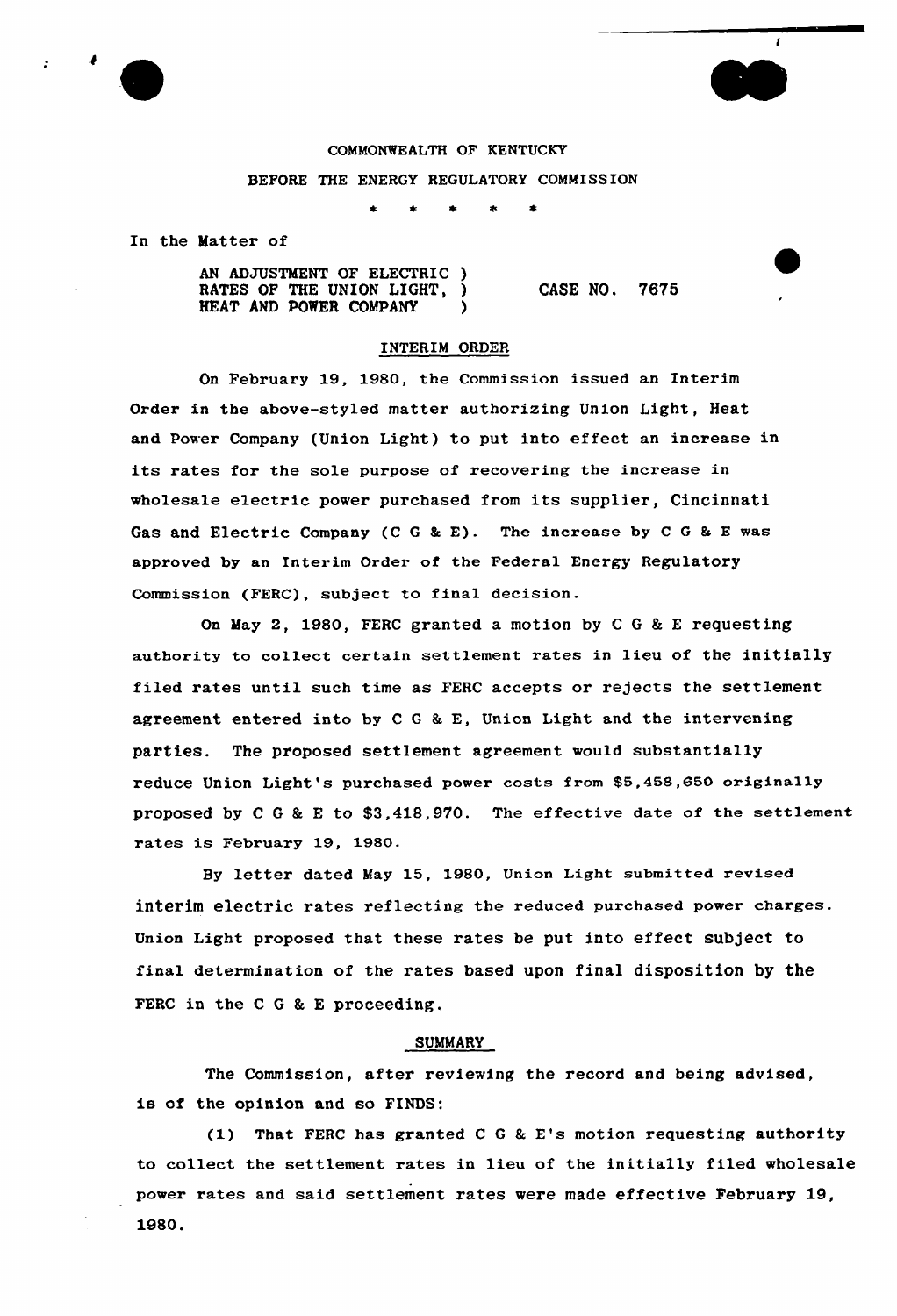COMMONWEALTH OF KENTUCKY

BEFORE THE ENERGY REGULATORY COMMISSION

\* \* \* \* \*

In the Matter of

AN ADJUSTMENT OF ELECTRIC )
RATES OF THE UNION LIGHT, ) CASE NO. 7675
HEAT AND POWER COMPANY )

## INTERIM ORDER

On February 19, 1980, the Commission issued an Interim Order in the above-styled matter authorizing Union Light, Heat and Power Company (Union Light) to put into effect an increase in its rates for the sole purpose of recovering the increase in wholesale electric power purchased from its supplier, Cincinnati Gas and Electric Company (C G & E). The increase by C G & E was approved by an Interim Order of the Federal Energy Regulatory Commission (FERC), subject to final decision.

On May 2, 1980, FERC granted a motion by C G & E requesting authority to collect certain settlement rates in lieu of the initially filed rates until such time as FERC accepts or rejects the settlement agreement entered into by C G & E, Union Light and the intervening parties. The proposed settlement agreement would substantially reduce Union Light's purchased power costs from $5,458,650 originally proposed by C G & E to $3,418,970. The effective date of the settlement rates is February 19, 1980.

By letter dated May 15, 1980, Union Light submitted revised interim electric rates reflecting the reduced purchased power charges. Union Light proposed that these rates be put into effect subject to final determination of the rates based upon final disposition by the FERC in the C G & E proceeding.

## SUMMARY

The Commission, after reviewing the record and being advised, is of the opinion and so FINDS:

(1) That FERC has granted C G & E's motion requesting authority to collect the settlement rates in lieu of the initially filed wholesale power rates and said settlement rates were made effective February 19, 1980.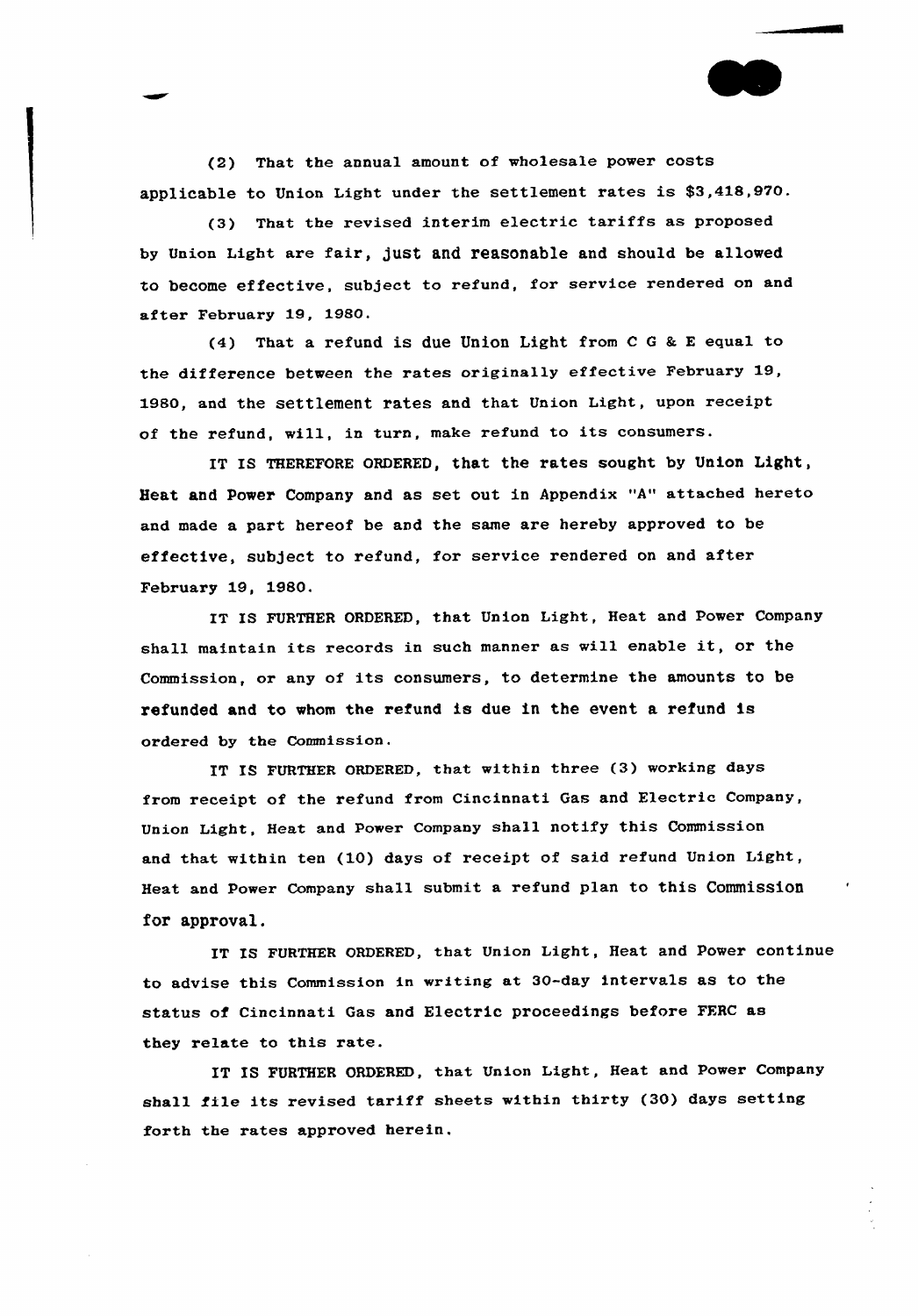(2) That the annual amount of wholesale power costs applicable to Union Light under the settlement rates is $3,418,970.

(3) That the revised interim electric tariffs as proposed by Union Light are fair, just and reasonable and should be allowed to become effective, subject to refund, for service rendered on and after February 19, 1980.

(4) That a refund is due Union Light from C G & E equal to the difference between the rates originally effective February 19, 1980, and the settlement rates and that Union Light, upon receipt of the refund, will, in turn, make refund to its consumers.

IT IS THEREFORE ORDERED, that the rates sought by Union Light, Heat and Power Company and as set out in Appendix "A" attached hereto and made a part hereof be and the same are hereby approved to be effective, subject to refund, for service rendered on and after February 19, 1980.

IT IS FURTHER ORDERED, that Union Light, Heat and Power Company shall maintain its records in such manner as will enable it, or the Commission, or any of its consumers, to determine the amounts to be refunded and to whom the refund is due in the event a refund is ordered by the Commission.

IT IS FURTHER ORDERED, that within three (3) working days from receipt of the refund from Cincinnati Gas and Electric Company, Union Light, Heat and Power Company shall notify this Commission and that within ten (10) days of receipt of said refund Union Light, Heat and Power Company shall submit a refund plan to this Commission for approval.

IT IS FURTHER ORDERED, that Union Light, Heat and Power continue to advise this Commission in writing at 30-day intervals as to the status of Cincinnati Gas and Electric proceedings before FERC as they relate to this rate.

IT IS FURTHER ORDERED, that Union Light, Heat and Power Company shall file its revised tariff sheets within thirty (30) days setting forth the rates approved herein.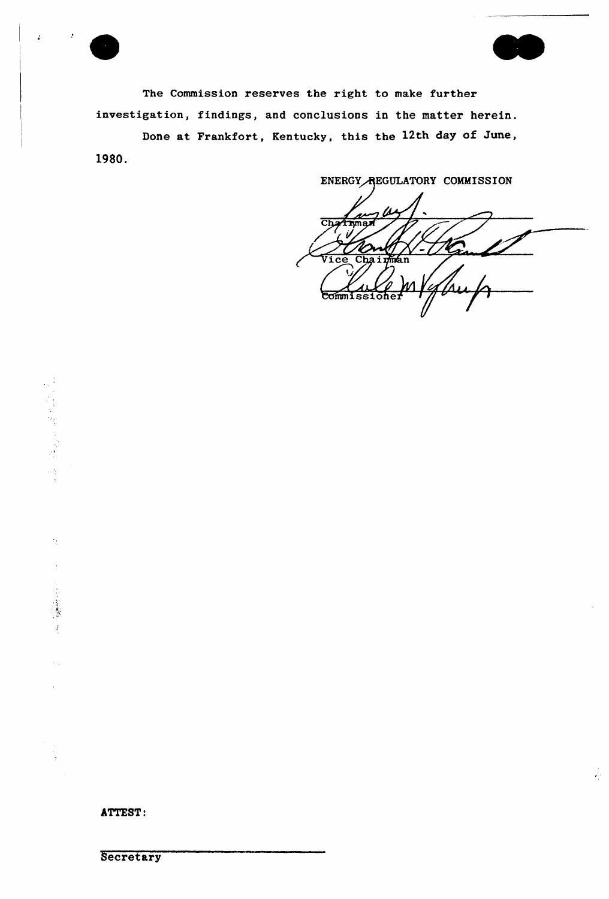The Commission reserves the right to make further investigation, findings, and conclusions in the matter herein.

Done at Frankfort, Kentucky, this the 12th day of June, 1980.

ENERGY REGULATORY COMMISSION

Chairman

Vice Chairman

Commissioner

ATTEST:

Secretary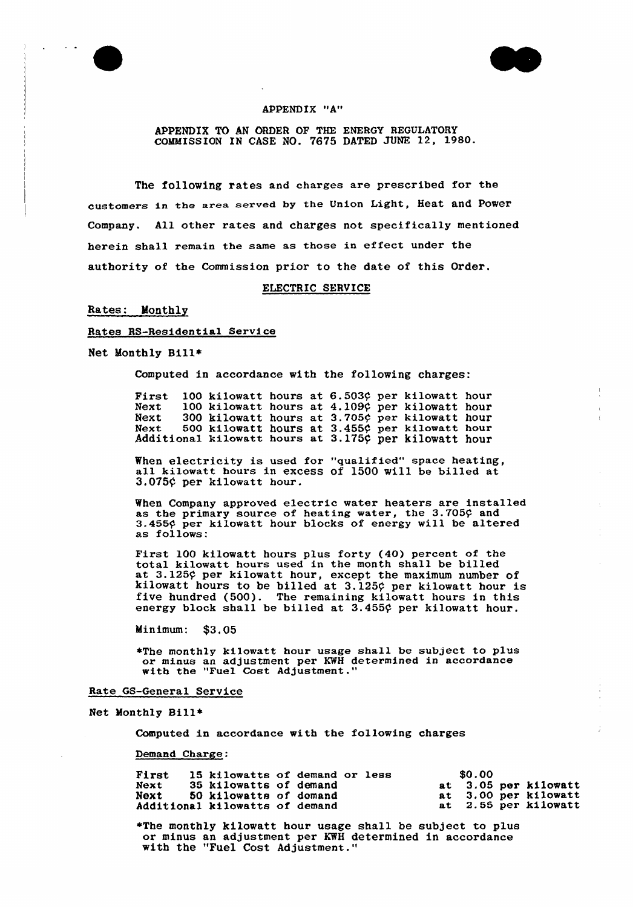APPENDIX "A"

APPENDIX TO AN ORDER OF THE ENERGY REGULATORY COMMISSION IN CASE NO. 7675 DATED JUNE 12, 1980.

The following rates and charges are prescribed for the customers in the area served by the Union Light, Heat and Power Company. All other rates and charges not specifically mentioned herein shall remain the same as those in effect under the authority of the Commission prior to the date of this Order.

ELECTRIC SERVICE

Rates: Monthly

Rates RS-Residential Service

Net Monthly Bill*

Computed in accordance with the following charges:

First 100 kilowatt hours at 6.503¢ per kilowatt hour
Next 100 kilowatt hours at 4.109¢ per kilowatt hour
Next 300 kilowatt hours at 3.705¢ per kilowatt hour
Next 500 kilowatt hours at 3.455¢ per kilowatt hour
Additional kilowatt hours at 3.175¢ per kilowatt hour

When electricity is used for "qualified" space heating, all kilowatt hours in excess of 1500 will be billed at 3.075¢ per kilowatt hour.

When Company approved electric water heaters are installed as the primary source of heating water, the 3.705¢ and 3.455¢ per kilowatt hour blocks of energy will be altered as follows:

First 100 kilowatt hours plus forty (40) percent of the total kilowatt hours used in the month shall be billed at 3.125¢ per kilowatt hour, except the maximum number of kilowatt hours to be billed at 3.125¢ per kilowatt hour is five hundred (500). The remaining kilowatt hours in this energy block shall be billed at 3.455¢ per kilowatt hour.

Minimum: $3.05

*The monthly kilowatt hour usage shall be subject to plus or minus an adjustment per KWH determined in accordance with the "Fuel Cost Adjustment."

Rate GS-General Service

Net Monthly Bill*

Computed in accordance with the following charges

Demand Charge:

First 15 kilowatts of demand or less $0.00
Next 35 kilowatts of demand at 3.05 per kilowatt
Next 50 kilowatts of domand at 3.00 per kilowatt
Additional kilowatts of demand at 2.55 per kilowatt

*The monthly kilowatt hour usage shall be subject to plus or minus an adjustment per KWH determined in accordance with the "Fuel Cost Adjustment."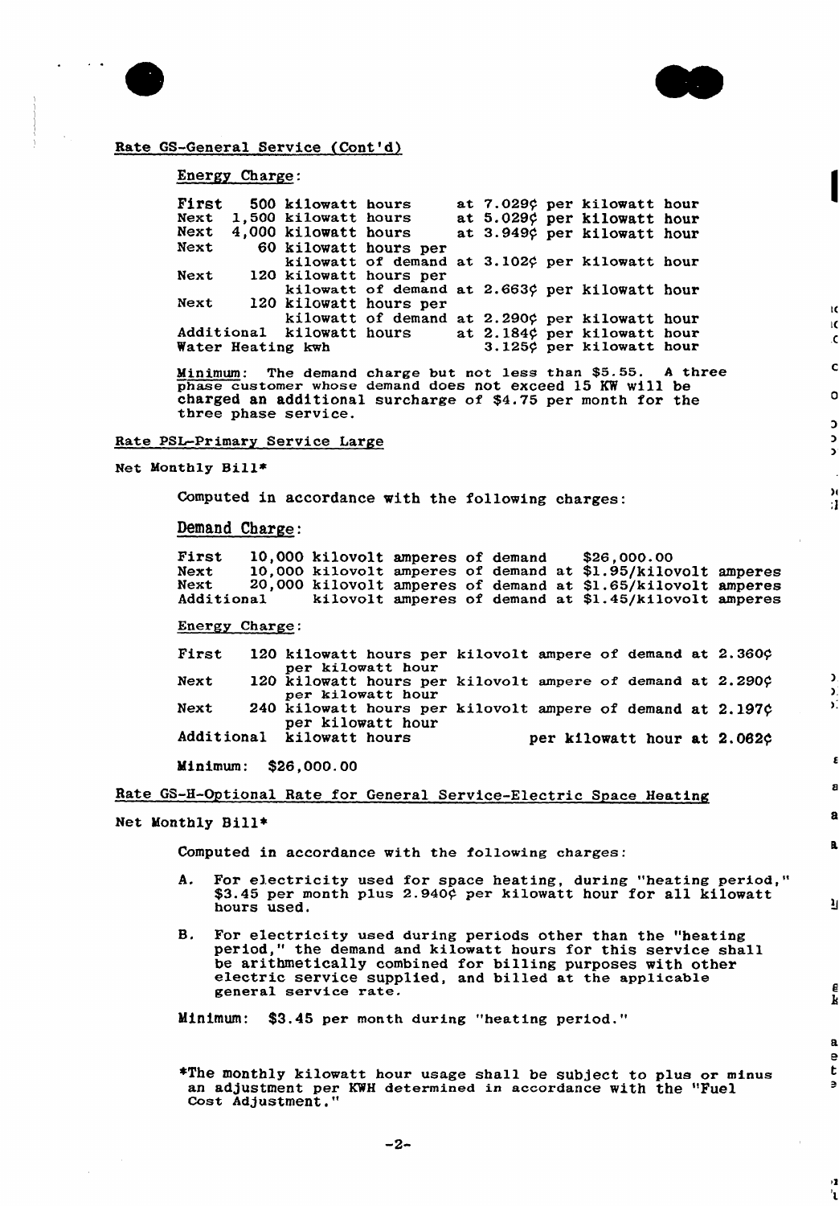Rate GS-General Service (Cont'd)

Energy Charge:

| | | |
|---|---|---|
| First | 500 kilowatt hours | at 7.029¢ per kilowatt hour |
| Next | 1,500 kilowatt hours | at 5.029¢ per kilowatt hour |
| Next | 4,000 kilowatt hours | at 3.949¢ per kilowatt hour |
| Next | 60 kilowatt hours per kilowatt of demand | at 3.102¢ per kilowatt hour |
| Next | 120 kilowatt hours per kilowatt of demand | at 2.663¢ per kilowatt hour |
| Next | 120 kilowatt hours per kilowatt of demand | at 2.290¢ per kilowatt hour |
| Additional | kilowatt hours | at 2.184¢ per kilowatt hour |
| Water Heating kwh | | 3.125¢ per kilowatt hour |

Minimum: The demand charge but not less than $5.55. A three phase customer whose demand does not exceed 15 KW will be charged an additional surcharge of $4.75 per month for the three phase service.

## Rate PSL-Primary Service Large

Net Monthly Bill*

Computed in accordance with the following charges:

Demand Charge:

| | | |
|---|---|---|
| First | 10,000 kilovolt amperes of demand | $26,000.00 |
| Next | 10,000 kilovolt amperes of demand | at $1.95/kilovolt amperes |
| Next | 20,000 kilovolt amperes of demand | at $1.65/kilovolt amperes |
| Additional | kilovolt amperes of demand | at $1.45/kilovolt amperes |

Energy Charge:

| | | |
|---|---|---|
| First | 120 kilowatt hours per kilovolt ampere of demand | at 2.360¢ per kilowatt hour |
| Next | 120 kilowatt hours per kilovolt ampere of demand | at 2.290¢ per kilowatt hour |
| Next | 240 kilowatt hours per kilovolt ampere of demand | at 2.197¢ per kilowatt hour |
| Additional | kilowatt hours | per kilowatt hour at 2.062¢ |

Minimum: $26,000.00

## Rate GS-H-Optional Rate for General Service-Electric Space Heating

Net Monthly Bill*

Computed in accordance with the following charges:

A. For electricity used for space heating, during "heating period," $3.45 per month plus 2.940¢ per kilowatt hour for all kilowatt hours used.

B. For electricity used during periods other than the "heating period," the demand and kilowatt hours for this service shall be arithmetically combined for billing purposes with other electric service supplied, and billed at the applicable general service rate.

Minimum: $3.45 per month during "heating period."

*The monthly kilowatt hour usage shall be subject to plus or minus an adjustment per KWH determined in accordance with the "Fuel Cost Adjustment."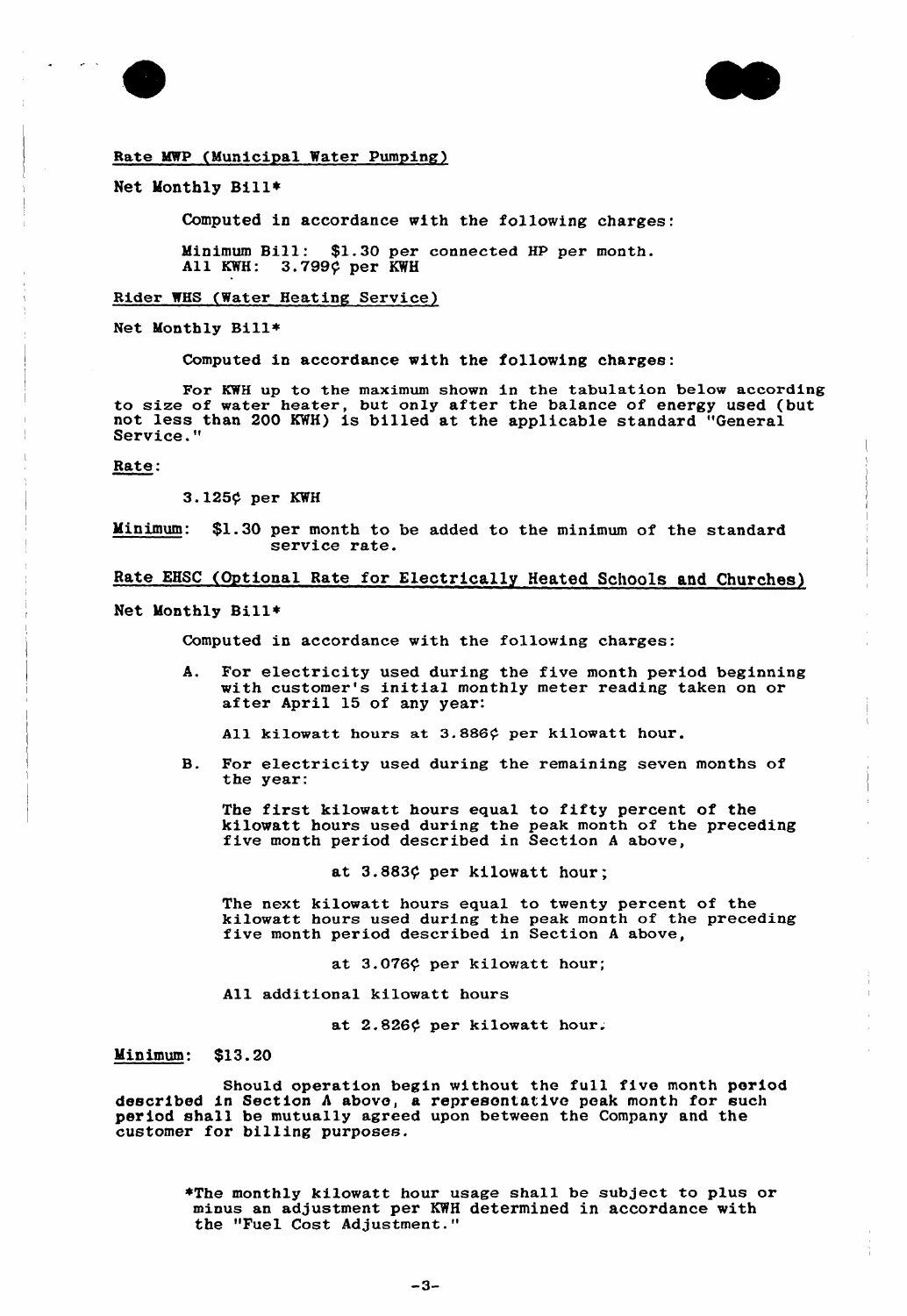Rate MWP (Municipal Water Pumping)

Net Monthly Bill*

Computed in accordance with the following charges:

Minimum Bill: $1.30 per connected HP per month.
All KWH: 3.799¢ per KWH

Rider WHS (Water Heating Service)

Net Monthly Bill*

Computed in accordance with the following charges:

For KWH up to the maximum shown in the tabulation below according to size of water heater, but only after the balance of energy used (but not less than 200 KWH) is billed at the applicable standard "General Service."

Rate:

3.125¢ per KWH

Minimum: $1.30 per month to be added to the minimum of the standard service rate.

Rate EHSC (Optional Rate for Electrically Heated Schools and Churches)

Net Monthly Bill*

Computed in accordance with the following charges:

A. For electricity used during the five month period beginning with customer's initial monthly meter reading taken on or after April 15 of any year:

   All kilowatt hours at 3.886¢ per kilowatt hour.

B. For electricity used during the remaining seven months of the year:

   The first kilowatt hours equal to fifty percent of the kilowatt hours used during the peak month of the preceding five month period described in Section A above,

   at 3.883¢ per kilowatt hour;

   The next kilowatt hours equal to twenty percent of the kilowatt hours used during the peak month of the preceding five month period described in Section A above,

   at 3.076¢ per kilowatt hour;

   All additional kilowatt hours

   at 2.826¢ per kilowatt hour.

Minimum: $13.20

Should operation begin without the full five month period described in Section A above, a representative peak month for such period shall be mutually agreed upon between the Company and the customer for billing purposes.

*The monthly kilowatt hour usage shall be subject to plus or minus an adjustment per KWH determined in accordance with the "Fuel Cost Adjustment."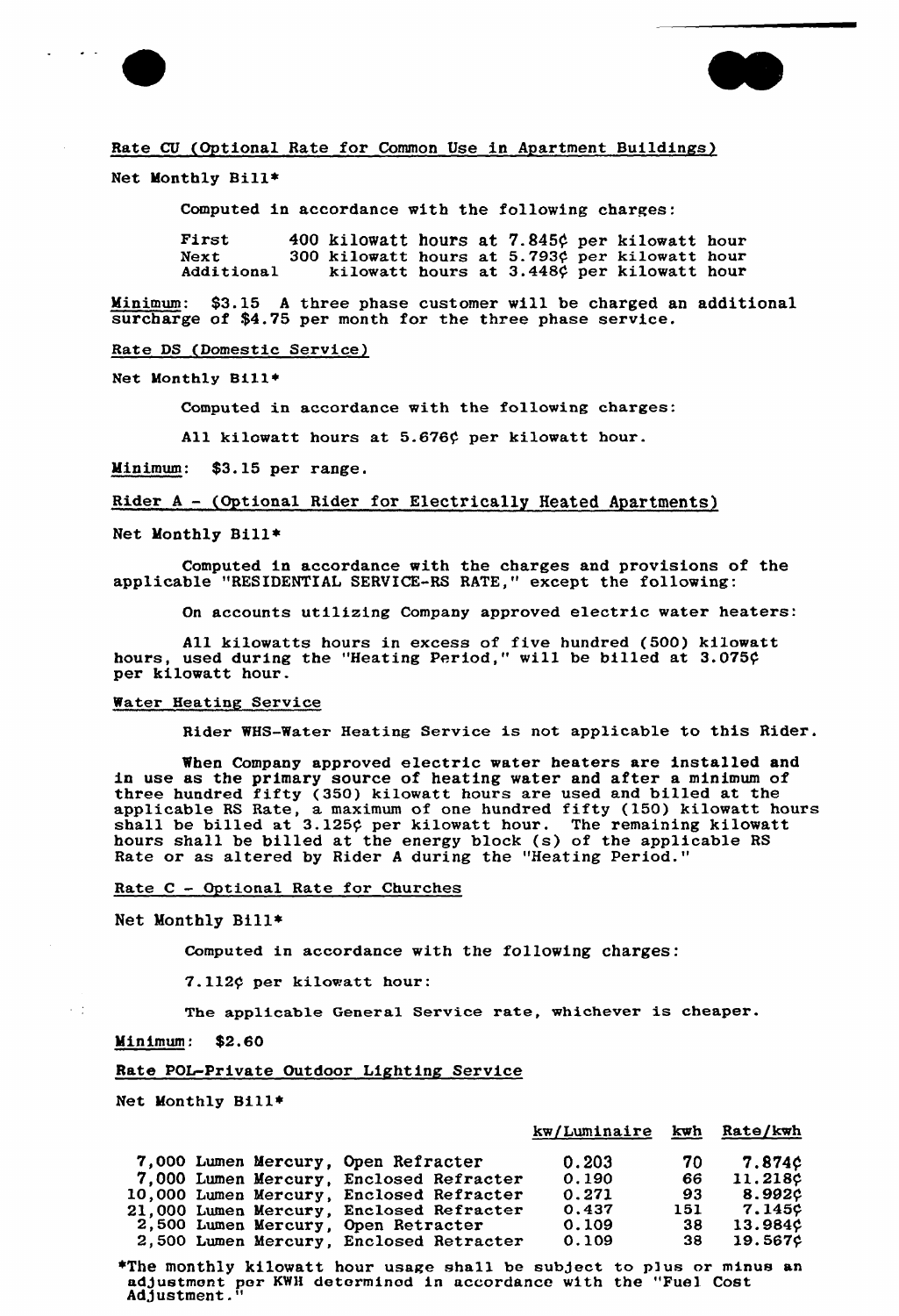Rate CU (Optional Rate for Common Use in Apartment Buildings)

Net Monthly Bill*

Computed in accordance with the following charges:

| | | |
|---|---|---|
| First | 400 kilowatt hours at 7.845¢ per kilowatt hour |
| Next | 300 kilowatt hours at 5.793¢ per kilowatt hour |
| Additional | kilowatt hours at 3.448¢ per kilowatt hour |

Minimum: $3.15 A three phase customer will be charged an additional surcharge of $4.75 per month for the three phase service.

Rate DS (Domestic Service)

Net Monthly Bill*

Computed in accordance with the following charges:

All kilowatt hours at 5.676¢ per kilowatt hour.

Minimum: $3.15 per range.

Rider A - (Optional Rider for Electrically Heated Apartments)

Net Monthly Bill*

Computed in accordance with the charges and provisions of the applicable "RESIDENTIAL SERVICE-RS RATE," except the following:

On accounts utilizing Company approved electric water heaters:

All kilowatts hours in excess of five hundred (500) kilowatt hours, used during the "Heating Period," will be billed at 3.075¢ per kilowatt hour.

Water Heating Service

Rider WHS-Water Heating Service is not applicable to this Rider.

When Company approved electric water heaters are installed and in use as the primary source of heating water and after a minimum of three hundred fifty (350) kilowatt hours are used and billed at the applicable RS Rate, a maximum of one hundred fifty (150) kilowatt hours shall be billed at 3.125¢ per kilowatt hour. The remaining kilowatt hours shall be billed at the energy block (s) of the applicable RS Rate or as altered by Rider A during the "Heating Period."

Rate C - Optional Rate for Churches

Net Monthly Bill*

Computed in accordance with the following charges:

7.112¢ per kilowatt hour:

The applicable General Service rate, whichever is cheaper.

Minimum: $2.60

Rate POL-Private Outdoor Lighting Service

Net Monthly Bill*

| | kw/Luminaire | kwh | Rate/kwh |
|---|---|---|---|
| 7,000 Lumen Mercury, Open Refracter | 0.203 | 70 | 7.874¢ |
| 7,000 Lumen Mercury, Enclosed Refracter | 0.190 | 66 | 11.218¢ |
| 10,000 Lumen Mercury, Enclosed Refracter | 0.271 | 93 | 8.992¢ |
| 21,000 Lumen Mercury, Enclosed Refracter | 0.437 | 151 | 7.145¢ |
| 2,500 Lumen Mercury, Open Retracter | 0.109 | 38 | 13.984¢ |
| 2,500 Lumen Mercury, Enclosed Retracter | 0.109 | 38 | 19.567¢ |

*The monthly kilowatt hour usage shall be subject to plus or minus an adjustment per KWH determined in accordance with the "Fuel Cost Adjustment."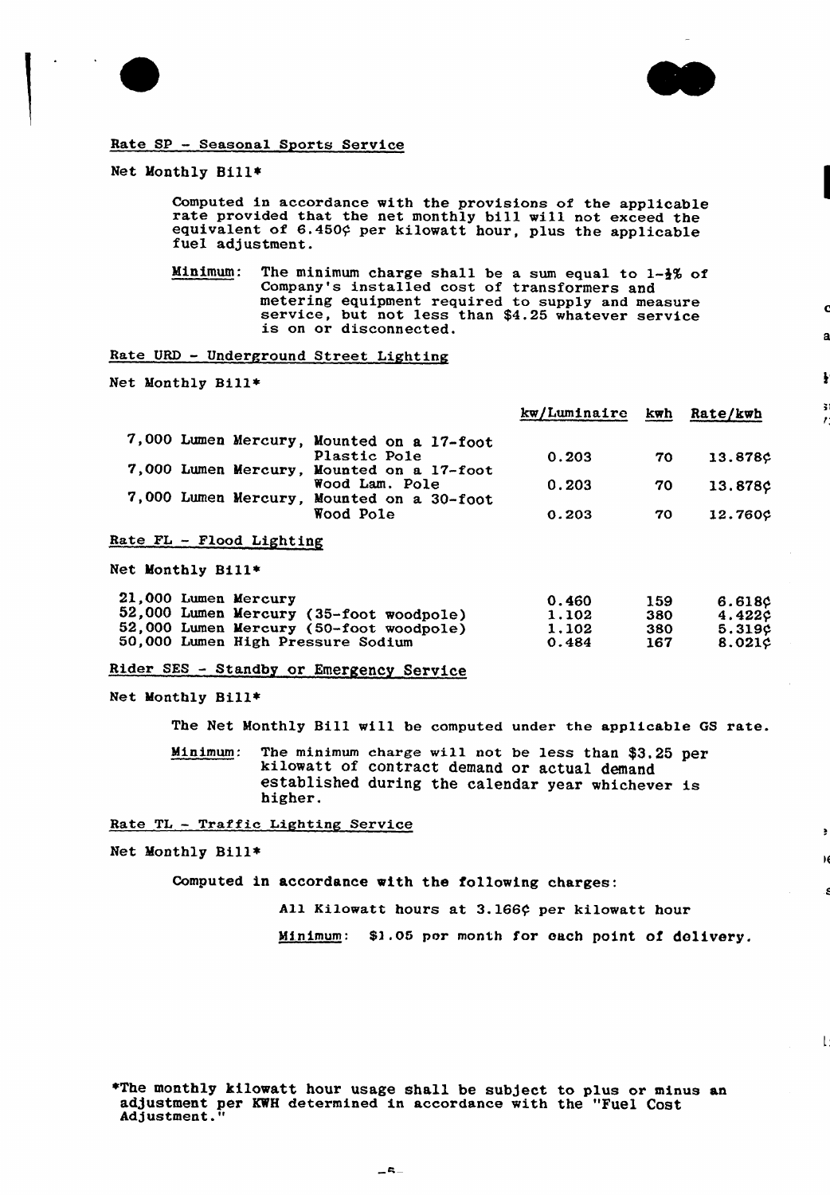Rate SP - Seasonal Sports Service

Net Monthly Bill*

Computed in accordance with the provisions of the applicable rate provided that the net monthly bill will not exceed the equivalent of 6.450¢ per kilowatt hour, plus the applicable fuel adjustment.

Minimum: The minimum charge shall be a sum equal to 1-½% of Company's installed cost of transformers and metering equipment required to supply and measure service, but not less than $4.25 whatever service is on or disconnected.

Rate URD - Underground Street Lighting

Net Monthly Bill*

| | kw/Luminaire | kwh | Rate/kwh |
|---|---|---|---|
| 7,000 Lumen Mercury, Mounted on a 17-foot Plastic Pole | 0.203 | 70 | 13.878¢ |
| 7,000 Lumen Mercury, Mounted on a 17-foot Wood Lam. Pole | 0.203 | 70 | 13.878¢ |
| 7,000 Lumen Mercury, Mounted on a 30-foot Wood Pole | 0.203 | 70 | 12.760¢ |

Rate FL - Flood Lighting

Net Monthly Bill*

| | kw/Luminaire | kwh | Rate/kwh |
|---|---|---|---|
| 21,000 Lumen Mercury | 0.460 | 159 | 6.618¢ |
| 52,000 Lumen Mercury (35-foot woodpole) | 1.102 | 380 | 4.422¢ |
| 52,000 Lumen Mercury (50-foot woodpole) | 1.102 | 380 | 5.319¢ |
| 50,000 Lumen High Pressure Sodium | 0.484 | 167 | 8.021¢ |

Rider SES - Standby or Emergency Service

Net Monthly Bill*

The Net Monthly Bill will be computed under the applicable GS rate.

Minimum: The minimum charge will not be less than $3.25 per kilowatt of contract demand or actual demand established during the calendar year whichever is higher.

Rate TL - Traffic Lighting Service

Net Monthly Bill*

Computed in accordance with the following charges:

All Kilowatt hours at 3.166¢ per kilowatt hour

Minimum: $1.05 per month for each point of delivery.

*The monthly kilowatt hour usage shall be subject to plus or minus an adjustment per KWH determined in accordance with the "Fuel Cost Adjustment."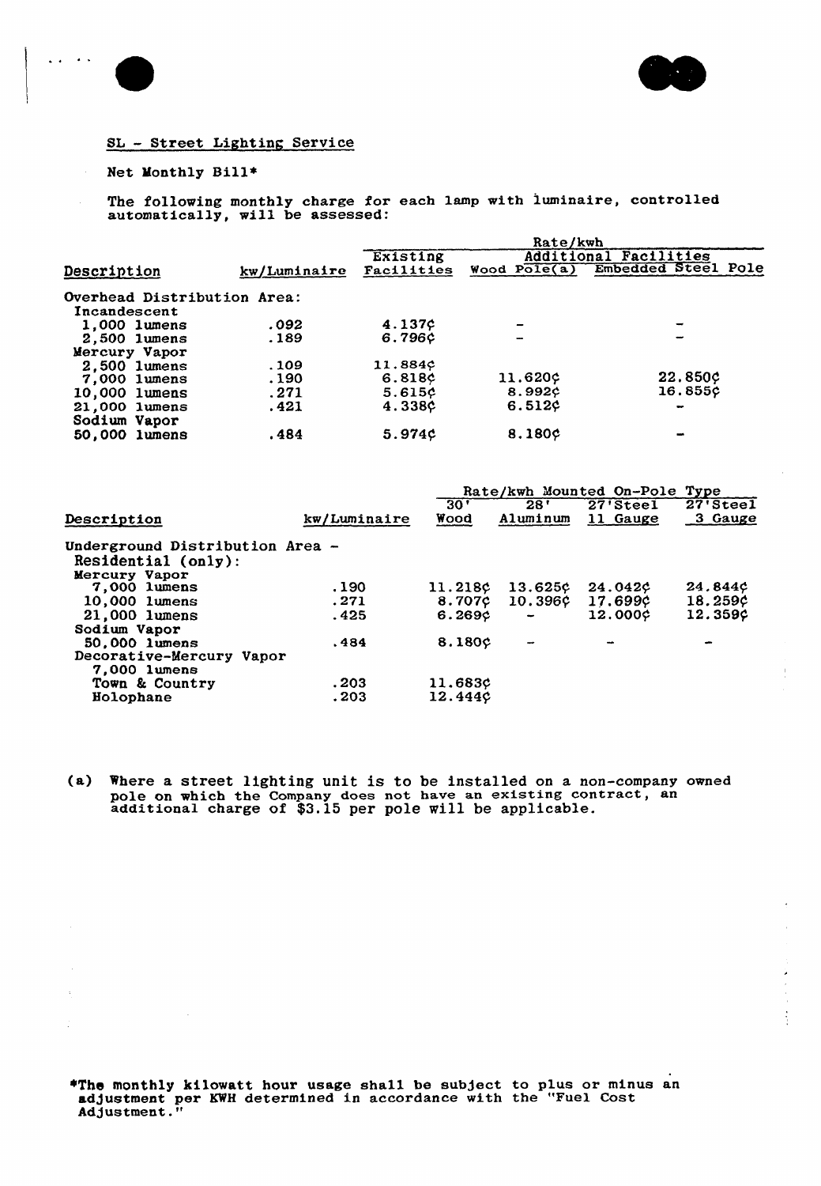## SL - Street Lighting Service

Net Monthly Bill*

The following monthly charge for each lamp with luminaire, controlled automatically, will be assessed:

| Description | kw/Luminaire | Rate/kwh | | |
|---|---|---|---|---|
| | | Existing Facilities | Additional Facilities | |
| | | | Wood Pole(a) | Embedded Steel Pole |
| Overhead Distribution Area: | | | | |
| Incandescent | | | | |
| 1,000 lumens | .092 | 4.137¢ | - | - |
| 2,500 lumens | .189 | 6.796¢ | - | - |
| Mercury Vapor | | | | |
| 2,500 lumens | .109 | 11.884¢ | | |
| 7,000 lumens | .190 | 6.818¢ | 11.620¢ | 22.850¢ |
| 10,000 lumens | .271 | 5.615¢ | 8.992¢ | 16.855¢ |
| 21,000 lumens | .421 | 4.338¢ | 6.512¢ | - |
| Sodium Vapor | | | | |
| 50,000 lumens | .484 | 5.974¢ | 8.180¢ | - |

| Description | kw/Luminaire | Rate/kwh Mounted On-Pole Type | | | |
|---|---|---|---|---|---|
| | | 30' Wood | 28' Aluminum | 27'Steel 11 Gauge | 27'Steel 3 Gauge |
| Underground Distribution Area - Residential (only): | | | | | |
| Mercury Vapor | | | | | |
| 7,000 lumens | .190 | 11.218¢ | 13.625¢ | 24.042¢ | 24.844¢ |
| 10,000 lumens | .271 | 8.707¢ | 10.396¢ | 17.699¢ | 18.259¢ |
| 21,000 lumens | .425 | 6.269¢ | - | 12.000¢ | 12.359¢ |
| Sodium Vapor | | | | | |
| 50,000 lumens | .484 | 8.180¢ | - | - | - |
| Decorative-Mercury Vapor | | | | | |
| 7,000 lumens | | | | | |
| Town & Country | .203 | 11.683¢ | | | |
| Holophane | .203 | 12.444¢ | | | |

(a) Where a street lighting unit is to be installed on a non-company owned pole on which the Company does not have an existing contract, an additional charge of $3.15 per pole will be applicable.

*The monthly kilowatt hour usage shall be subject to plus or minus an adjustment per KWH determined in accordance with the "Fuel Cost Adjustment."